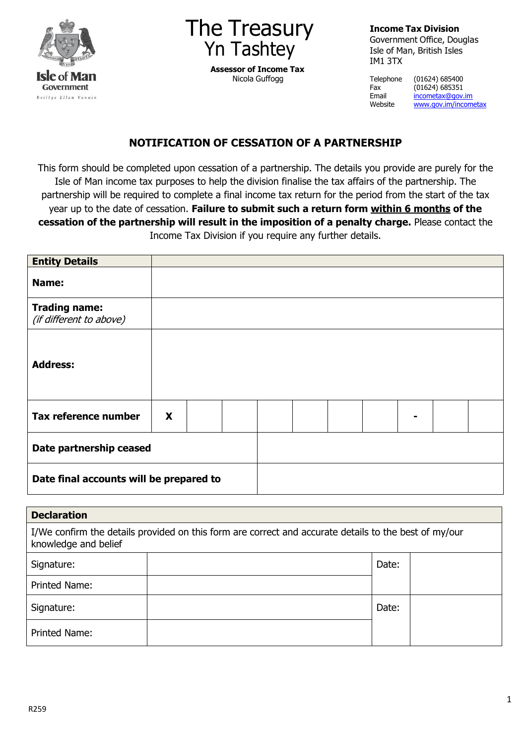The Treasury
Yn Tashtey

**Assessor of Income Tax**
Nicola Guffogg

**Income Tax Division**
Government Office, Douglas
Isle of Man, British Isles
IM1 3TX

Telephone (01624) 685400
Fax (01624) 685351
Email incometax@gov.im
Website www.gov.im/incometax

## NOTIFICATION OF CESSATION OF A PARTNERSHIP

This form should be completed upon cessation of a partnership. The details you provide are purely for the Isle of Man income tax purposes to help the division finalise the tax affairs of the partnership. The partnership will be required to complete a final income tax return for the period from the start of the tax year up to the date of cessation. **Failure to submit such a return form within 6 months of the cessation of the partnership will result in the imposition of a penalty charge.** Please contact the Income Tax Division if you require any further details.

| **Entity Details** | | | | | | | | | |
|---|---|---|---|---|---|---|---|---|---|
| **Name:** | | | | | | | | | |
| **Trading name:** *(if different to above)* | | | | | | | | | |
| **Address:** | | | | | | | | | |
| **Tax reference number** | **X** | | | | | | **-** | | |
| **Date partnership ceased** | | | | | | | | | |
| **Date final accounts will be prepared to** | | | | | | | | | |

| **Declaration** | | | |
|---|---|---|---|
| I/We confirm the details provided on this form are correct and accurate details to the best of my/our knowledge and belief | | | |
| Signature: | | Date: | |
| Printed Name: | | | |
| Signature: | | Date: | |
| Printed Name: | | | |

R259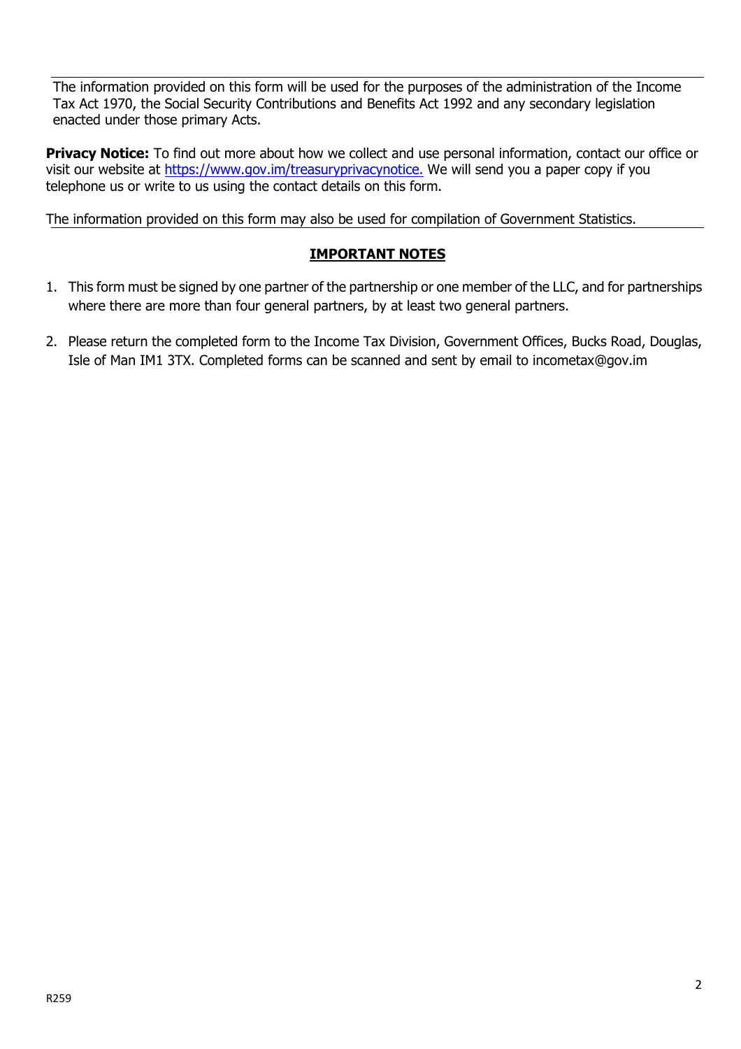The information provided on this form will be used for the purposes of the administration of the Income Tax Act 1970, the Social Security Contributions and Benefits Act 1992 and any secondary legislation enacted under those primary Acts.

**Privacy Notice:** To find out more about how we collect and use personal information, contact our office or visit our website at https://www.gov.im/treasuryprivacynotice. We will send you a paper copy if you telephone us or write to us using the contact details on this form.

The information provided on this form may also be used for compilation of Government Statistics.

## IMPORTANT NOTES

1. This form must be signed by one partner of the partnership or one member of the LLC, and for partnerships where there are more than four general partners, by at least two general partners.

2. Please return the completed form to the Income Tax Division, Government Offices, Bucks Road, Douglas, Isle of Man IM1 3TX. Completed forms can be scanned and sent by email to incometax@gov.im

R259